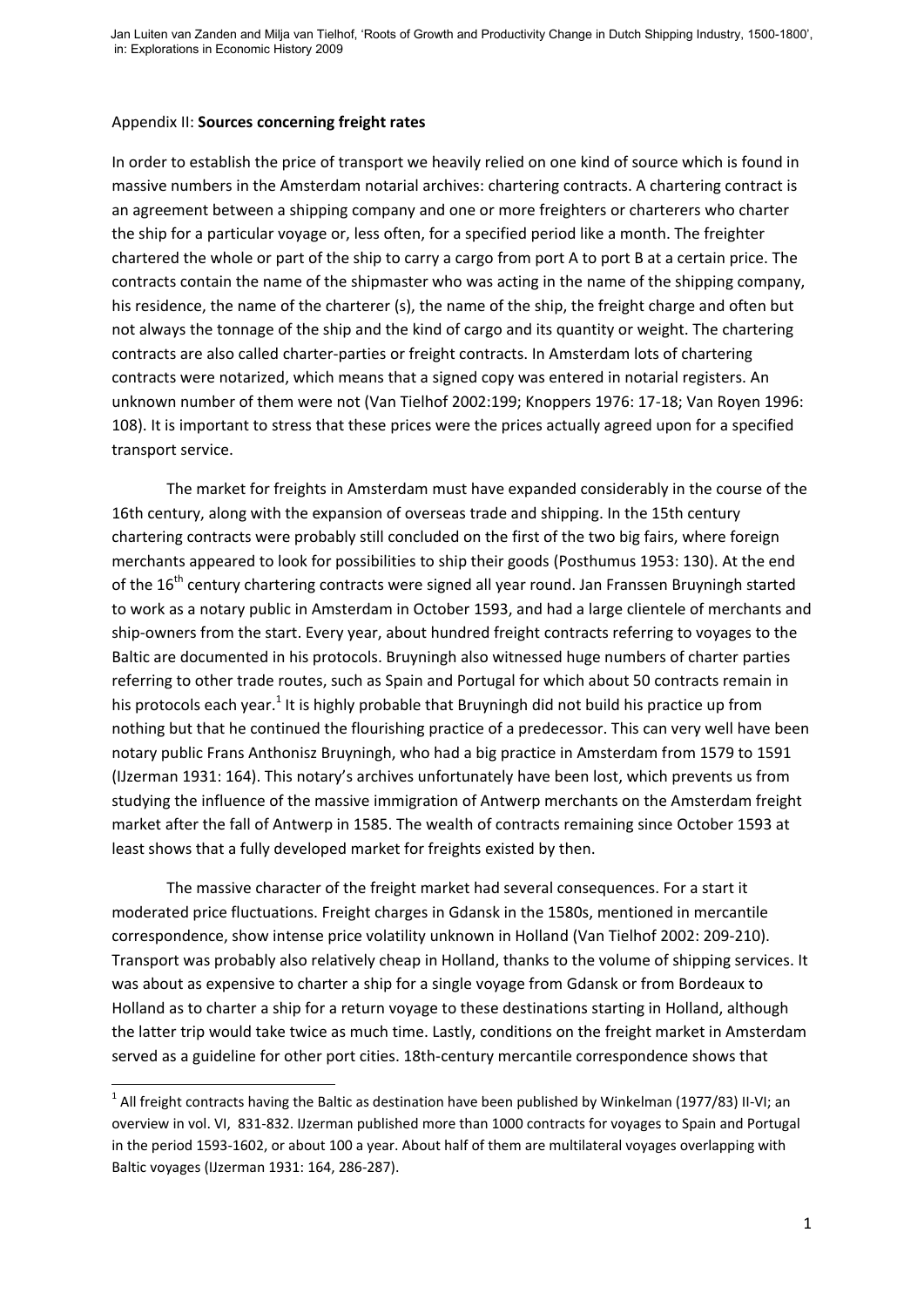Appendix II: **Sources concerning freight rates**

In order to establish the price of transport we heavily relied on one kind of source which is found in massive numbers in the Amsterdam notarial archives: chartering contracts. A chartering contract is an agreement between a shipping company and one or more freighters or charterers who charter the ship for a particular voyage or, less often, for a specified period like a month. The freighter chartered the whole or part of the ship to carry a cargo from port A to port B at a certain price. The contracts contain the name of the shipmaster who was acting in the name of the shipping company, his residence, the name of the charterer (s), the name of the ship, the freight charge and often but not always the tonnage of the ship and the kind of cargo and its quantity or weight. The chartering contracts are also called charter-parties or freight contracts. In Amsterdam lots of chartering contracts were notarized, which means that a signed copy was entered in notarial registers. An unknown number of them were not (Van Tielhof 2002:199; Knoppers 1976: 17-18; Van Royen 1996: 108). It is important to stress that these prices were the prices actually agreed upon for a specified transport service.

The market for freights in Amsterdam must have expanded considerably in the course of the 16th century, along with the expansion of overseas trade and shipping. In the 15th century chartering contracts were probably still concluded on the first of the two big fairs, where foreign merchants appeared to look for possibilities to ship their goods (Posthumus 1953: 130). At the end of the 16th century chartering contracts were signed all year round. Jan Franssen Bruyningh started to work as a notary public in Amsterdam in October 1593, and had a large clientele of merchants and ship-owners from the start. Every year, about hundred freight contracts referring to voyages to the Baltic are documented in his protocols. Bruyningh also witnessed huge numbers of charter parties referring to other trade routes, such as Spain and Portugal for which about 50 contracts remain in his protocols each year.[1] It is highly probable that Bruyningh did not build his practice up from nothing but that he continued the flourishing practice of a predecessor. This can very well have been notary public Frans Anthonisz Bruyningh, who had a big practice in Amsterdam from 1579 to 1591 (IJzerman 1931: 164). This notary's archives unfortunately have been lost, which prevents us from studying the influence of the massive immigration of Antwerp merchants on the Amsterdam freight market after the fall of Antwerp in 1585. The wealth of contracts remaining since October 1593 at least shows that a fully developed market for freights existed by then.

The massive character of the freight market had several consequences. For a start it moderated price fluctuations. Freight charges in Gdansk in the 1580s, mentioned in mercantile correspondence, show intense price volatility unknown in Holland (Van Tielhof 2002: 209-210). Transport was probably also relatively cheap in Holland, thanks to the volume of shipping services. It was about as expensive to charter a ship for a single voyage from Gdansk or from Bordeaux to Holland as to charter a ship for a return voyage to these destinations starting in Holland, although the latter trip would take twice as much time. Lastly, conditions on the freight market in Amsterdam served as a guideline for other port cities. 18th-century mercantile correspondence shows that

[1] All freight contracts having the Baltic as destination have been published by Winkelman (1977/83) II-VI; an overview in vol. VI, 831-832. IJzerman published more than 1000 contracts for voyages to Spain and Portugal in the period 1593-1602, or about 100 a year. About half of them are multilateral voyages overlapping with Baltic voyages (IJzerman 1931: 164, 286-287).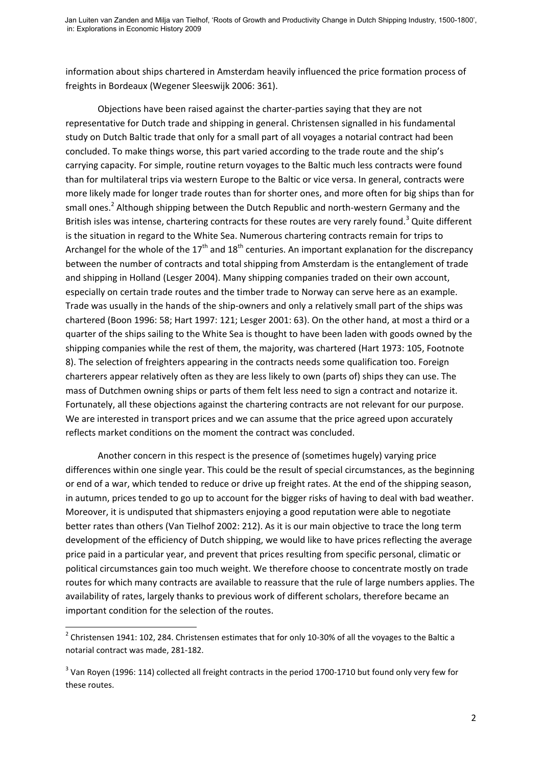information about ships chartered in Amsterdam heavily influenced the price formation process of freights in Bordeaux (Wegener Sleeswijk 2006: 361).

Objections have been raised against the charter-parties saying that they are not representative for Dutch trade and shipping in general. Christensen signalled in his fundamental study on Dutch Baltic trade that only for a small part of all voyages a notarial contract had been concluded. To make things worse, this part varied according to the trade route and the ship's carrying capacity. For simple, routine return voyages to the Baltic much less contracts were found than for multilateral trips via western Europe to the Baltic or vice versa. In general, contracts were more likely made for longer trade routes than for shorter ones, and more often for big ships than for small ones.[2] Although shipping between the Dutch Republic and north-western Germany and the British isles was intense, chartering contracts for these routes are very rarely found.[3] Quite different is the situation in regard to the White Sea. Numerous chartering contracts remain for trips to Archangel for the whole of the 17th and 18th centuries. An important explanation for the discrepancy between the number of contracts and total shipping from Amsterdam is the entanglement of trade and shipping in Holland (Lesger 2004). Many shipping companies traded on their own account, especially on certain trade routes and the timber trade to Norway can serve here as an example. Trade was usually in the hands of the ship-owners and only a relatively small part of the ships was chartered (Boon 1996: 58; Hart 1997: 121; Lesger 2001: 63). On the other hand, at most a third or a quarter of the ships sailing to the White Sea is thought to have been laden with goods owned by the shipping companies while the rest of them, the majority, was chartered (Hart 1973: 105, Footnote 8). The selection of freighters appearing in the contracts needs some qualification too. Foreign charterers appear relatively often as they are less likely to own (parts of) ships they can use. The mass of Dutchmen owning ships or parts of them felt less need to sign a contract and notarize it. Fortunately, all these objections against the chartering contracts are not relevant for our purpose. We are interested in transport prices and we can assume that the price agreed upon accurately reflects market conditions on the moment the contract was concluded.

Another concern in this respect is the presence of (sometimes hugely) varying price differences within one single year. This could be the result of special circumstances, as the beginning or end of a war, which tended to reduce or drive up freight rates. At the end of the shipping season, in autumn, prices tended to go up to account for the bigger risks of having to deal with bad weather. Moreover, it is undisputed that shipmasters enjoying a good reputation were able to negotiate better rates than others (Van Tielhof 2002: 212). As it is our main objective to trace the long term development of the efficiency of Dutch shipping, we would like to have prices reflecting the average price paid in a particular year, and prevent that prices resulting from specific personal, climatic or political circumstances gain too much weight. We therefore choose to concentrate mostly on trade routes for which many contracts are available to reassure that the rule of large numbers applies. The availability of rates, largely thanks to previous work of different scholars, therefore became an important condition for the selection of the routes.

---

[2] Christensen 1941: 102, 284. Christensen estimates that for only 10-30% of all the voyages to the Baltic a notarial contract was made, 281-182.

[3] Van Royen (1996: 114) collected all freight contracts in the period 1700-1710 but found only very few for these routes.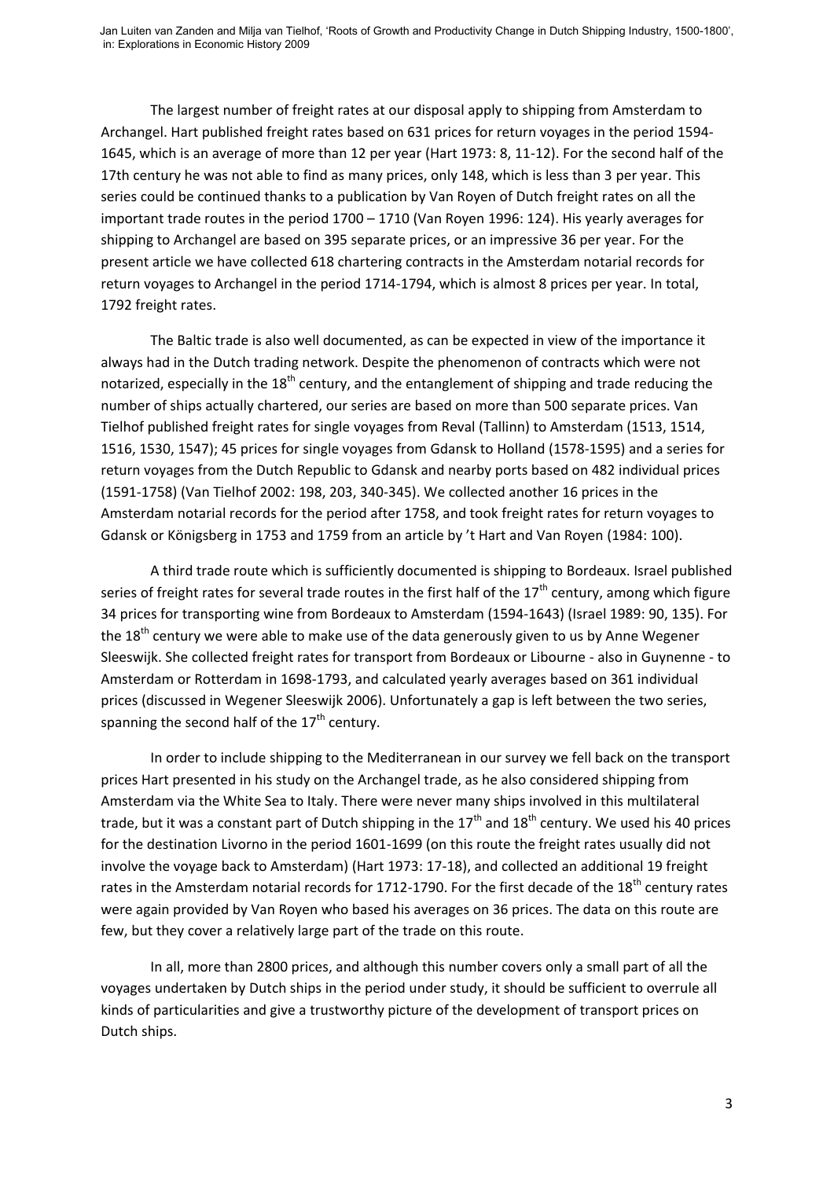The largest number of freight rates at our disposal apply to shipping from Amsterdam to Archangel. Hart published freight rates based on 631 prices for return voyages in the period 1594-1645, which is an average of more than 12 per year (Hart 1973: 8, 11-12). For the second half of the 17th century he was not able to find as many prices, only 148, which is less than 3 per year. This series could be continued thanks to a publication by Van Royen of Dutch freight rates on all the important trade routes in the period 1700 – 1710 (Van Royen 1996: 124). His yearly averages for shipping to Archangel are based on 395 separate prices, or an impressive 36 per year. For the present article we have collected 618 chartering contracts in the Amsterdam notarial records for return voyages to Archangel in the period 1714-1794, which is almost 8 prices per year. In total, 1792 freight rates.

The Baltic trade is also well documented, as can be expected in view of the importance it always had in the Dutch trading network. Despite the phenomenon of contracts which were not notarized, especially in the 18th century, and the entanglement of shipping and trade reducing the number of ships actually chartered, our series are based on more than 500 separate prices. Van Tielhof published freight rates for single voyages from Reval (Tallinn) to Amsterdam (1513, 1514, 1516, 1530, 1547); 45 prices for single voyages from Gdansk to Holland (1578-1595) and a series for return voyages from the Dutch Republic to Gdansk and nearby ports based on 482 individual prices (1591-1758) (Van Tielhof 2002: 198, 203, 340-345). We collected another 16 prices in the Amsterdam notarial records for the period after 1758, and took freight rates for return voyages to Gdansk or Königsberg in 1753 and 1759 from an article by 't Hart and Van Royen (1984: 100).

A third trade route which is sufficiently documented is shipping to Bordeaux. Israel published series of freight rates for several trade routes in the first half of the 17th century, among which figure 34 prices for transporting wine from Bordeaux to Amsterdam (1594-1643) (Israel 1989: 90, 135). For the 18th century we were able to make use of the data generously given to us by Anne Wegener Sleeswijk. She collected freight rates for transport from Bordeaux or Libourne - also in Guynenne - to Amsterdam or Rotterdam in 1698-1793, and calculated yearly averages based on 361 individual prices (discussed in Wegener Sleeswijk 2006). Unfortunately a gap is left between the two series, spanning the second half of the 17th century.

In order to include shipping to the Mediterranean in our survey we fell back on the transport prices Hart presented in his study on the Archangel trade, as he also considered shipping from Amsterdam via the White Sea to Italy. There were never many ships involved in this multilateral trade, but it was a constant part of Dutch shipping in the 17th and 18th century. We used his 40 prices for the destination Livorno in the period 1601-1699 (on this route the freight rates usually did not involve the voyage back to Amsterdam) (Hart 1973: 17-18), and collected an additional 19 freight rates in the Amsterdam notarial records for 1712-1790. For the first decade of the 18th century rates were again provided by Van Royen who based his averages on 36 prices. The data on this route are few, but they cover a relatively large part of the trade on this route.

In all, more than 2800 prices, and although this number covers only a small part of all the voyages undertaken by Dutch ships in the period under study, it should be sufficient to overrule all kinds of particularities and give a trustworthy picture of the development of transport prices on Dutch ships.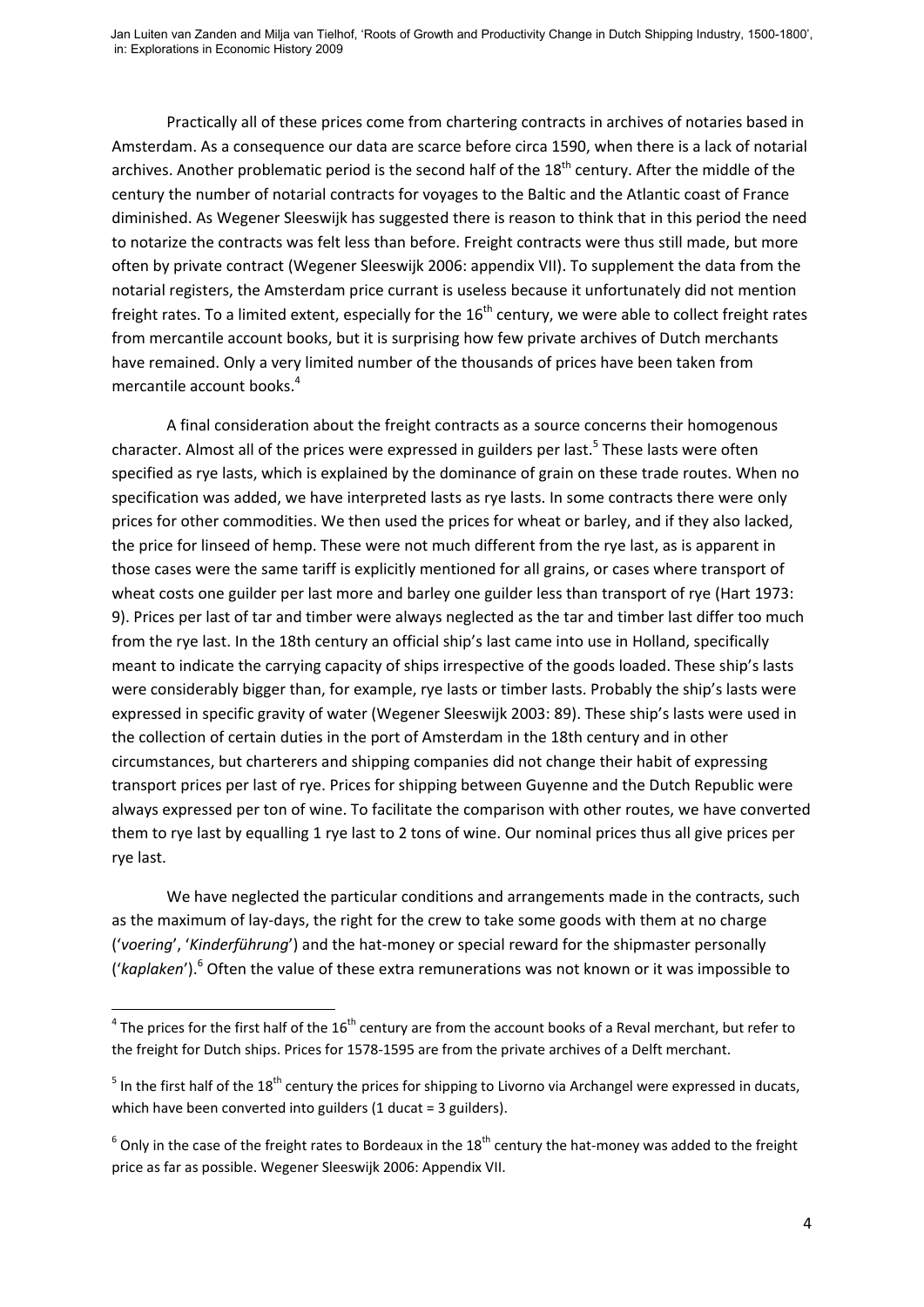Practically all of these prices come from chartering contracts in archives of notaries based in Amsterdam. As a consequence our data are scarce before circa 1590, when there is a lack of notarial archives. Another problematic period is the second half of the 18th century. After the middle of the century the number of notarial contracts for voyages to the Baltic and the Atlantic coast of France diminished. As Wegener Sleeswijk has suggested there is reason to think that in this period the need to notarize the contracts was felt less than before. Freight contracts were thus still made, but more often by private contract (Wegener Sleeswijk 2006: appendix VII). To supplement the data from the notarial registers, the Amsterdam price currant is useless because it unfortunately did not mention freight rates. To a limited extent, especially for the 16th century, we were able to collect freight rates from mercantile account books, but it is surprising how few private archives of Dutch merchants have remained. Only a very limited number of the thousands of prices have been taken from mercantile account books.[4]

A final consideration about the freight contracts as a source concerns their homogenous character. Almost all of the prices were expressed in guilders per last.[5] These lasts were often specified as rye lasts, which is explained by the dominance of grain on these trade routes. When no specification was added, we have interpreted lasts as rye lasts. In some contracts there were only prices for other commodities. We then used the prices for wheat or barley, and if they also lacked, the price for linseed of hemp. These were not much different from the rye last, as is apparent in those cases were the same tariff is explicitly mentioned for all grains, or cases where transport of wheat costs one guilder per last more and barley one guilder less than transport of rye (Hart 1973: 9). Prices per last of tar and timber were always neglected as the tar and timber last differ too much from the rye last. In the 18th century an official ship's last came into use in Holland, specifically meant to indicate the carrying capacity of ships irrespective of the goods loaded. These ship's lasts were considerably bigger than, for example, rye lasts or timber lasts. Probably the ship's lasts were expressed in specific gravity of water (Wegener Sleeswijk 2003: 89). These ship's lasts were used in the collection of certain duties in the port of Amsterdam in the 18th century and in other circumstances, but charterers and shipping companies did not change their habit of expressing transport prices per last of rye. Prices for shipping between Guyenne and the Dutch Republic were always expressed per ton of wine. To facilitate the comparison with other routes, we have converted them to rye last by equalling 1 rye last to 2 tons of wine. Our nominal prices thus all give prices per rye last.

We have neglected the particular conditions and arrangements made in the contracts, such as the maximum of lay-days, the right for the crew to take some goods with them at no charge ('*voering*', '*Kinderführung*') and the hat-money or special reward for the shipmaster personally ('*kaplaken*').[6] Often the value of these extra remunerations was not known or it was impossible to

---

[4] The prices for the first half of the 16th century are from the account books of a Reval merchant, but refer to the freight for Dutch ships. Prices for 1578-1595 are from the private archives of a Delft merchant.

[5] In the first half of the 18th century the prices for shipping to Livorno via Archangel were expressed in ducats, which have been converted into guilders (1 ducat = 3 guilders).

[6] Only in the case of the freight rates to Bordeaux in the 18th century the hat-money was added to the freight price as far as possible. Wegener Sleeswijk 2006: Appendix VII.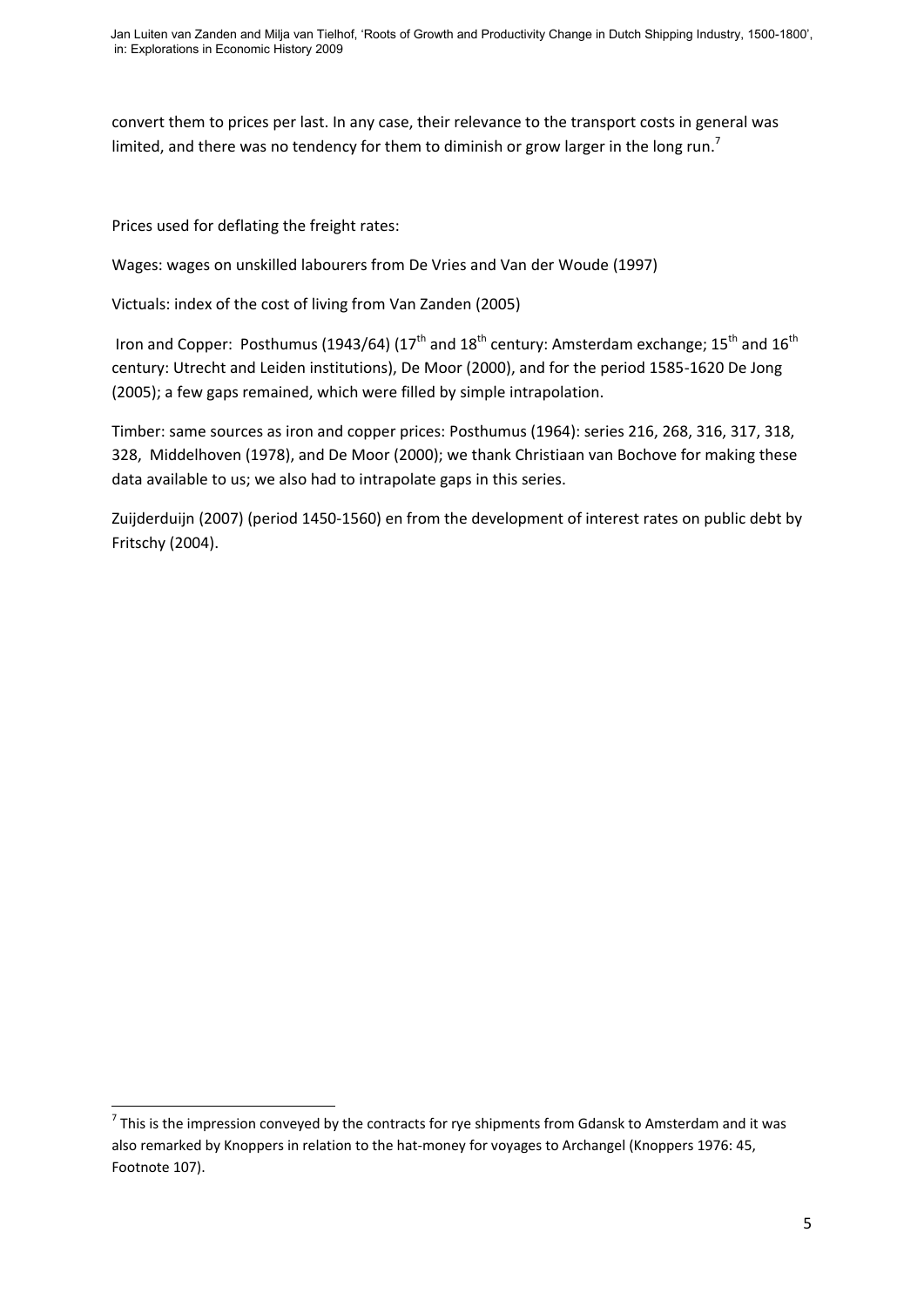convert them to prices per last. In any case, their relevance to the transport costs in general was limited, and there was no tendency for them to diminish or grow larger in the long run.[7]

Prices used for deflating the freight rates:

Wages: wages on unskilled labourers from De Vries and Van der Woude (1997)

Victuals: index of the cost of living from Van Zanden (2005)

Iron and Copper: Posthumus (1943/64) (17th and 18th century: Amsterdam exchange; 15th and 16th century: Utrecht and Leiden institutions), De Moor (2000), and for the period 1585-1620 De Jong (2005); a few gaps remained, which were filled by simple intrapolation.

Timber: same sources as iron and copper prices: Posthumus (1964): series 216, 268, 316, 317, 318, 328, Middelhoven (1978), and De Moor (2000); we thank Christiaan van Bochove for making these data available to us; we also had to intrapolate gaps in this series.

Zuijderduijn (2007) (period 1450-1560) en from the development of interest rates on public debt by Fritschy (2004).

---

[7] This is the impression conveyed by the contracts for rye shipments from Gdansk to Amsterdam and it was also remarked by Knoppers in relation to the hat-money for voyages to Archangel (Knoppers 1976: 45, Footnote 107).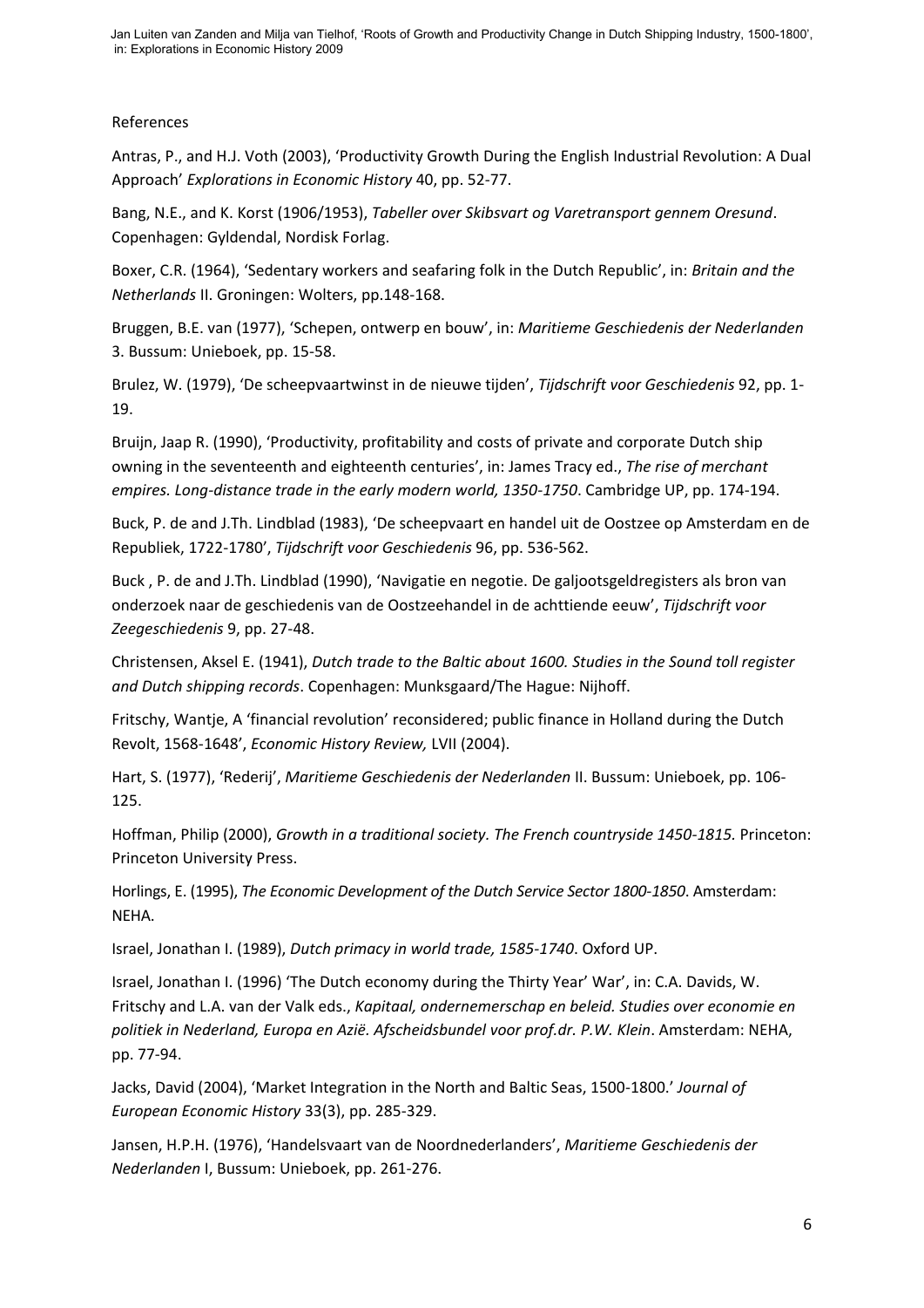References

Antras, P., and H.J. Voth (2003), 'Productivity Growth During the English Industrial Revolution: A Dual Approach' *Explorations in Economic History* 40, pp. 52-77.

Bang, N.E., and K. Korst (1906/1953), *Tabeller over Skibsvart og Varetransport gennem Oresund*. Copenhagen: Gyldendal, Nordisk Forlag.

Boxer, C.R. (1964), 'Sedentary workers and seafaring folk in the Dutch Republic', in: *Britain and the Netherlands* II. Groningen: Wolters, pp.148-168.

Bruggen, B.E. van (1977), 'Schepen, ontwerp en bouw', in: *Maritieme Geschiedenis der Nederlanden* 3. Bussum: Unieboek, pp. 15-58.

Brulez, W. (1979), 'De scheepvaartwinst in de nieuwe tijden', *Tijdschrift voor Geschiedenis* 92, pp. 1-19.

Bruijn, Jaap R. (1990), 'Productivity, profitability and costs of private and corporate Dutch ship owning in the seventeenth and eighteenth centuries', in: James Tracy ed., *The rise of merchant empires. Long-distance trade in the early modern world, 1350-1750*. Cambridge UP, pp. 174-194.

Buck, P. de and J.Th. Lindblad (1983), 'De scheepvaart en handel uit de Oostzee op Amsterdam en de Republiek, 1722-1780', *Tijdschrift voor Geschiedenis* 96, pp. 536-562.

Buck , P. de and J.Th. Lindblad (1990), 'Navigatie en negotie. De galjootsgeldregisters als bron van onderzoek naar de geschiedenis van de Oostzeehandel in de achttiende eeuw', *Tijdschrift voor Zeegeschiedenis* 9, pp. 27-48.

Christensen, Aksel E. (1941), *Dutch trade to the Baltic about 1600. Studies in the Sound toll register and Dutch shipping records*. Copenhagen: Munksgaard/The Hague: Nijhoff.

Fritschy, Wantje, A 'financial revolution' reconsidered; public finance in Holland during the Dutch Revolt, 1568-1648', *Economic History Review,* LVII (2004).

Hart, S. (1977), 'Rederij', *Maritieme Geschiedenis der Nederlanden* II. Bussum: Unieboek, pp. 106-125.

Hoffman, Philip (2000), *Growth in a traditional society. The French countryside 1450-1815.* Princeton: Princeton University Press.

Horlings, E. (1995), *The Economic Development of the Dutch Service Sector 1800-1850*. Amsterdam: NEHA.

Israel, Jonathan I. (1989), *Dutch primacy in world trade, 1585-1740*. Oxford UP.

Israel, Jonathan I. (1996) 'The Dutch economy during the Thirty Year' War', in: C.A. Davids, W. Fritschy and L.A. van der Valk eds., *Kapitaal, ondernemerschap en beleid. Studies over economie en politiek in Nederland, Europa en Azië. Afscheidsbundel voor prof.dr. P.W. Klein*. Amsterdam: NEHA, pp. 77-94.

Jacks, David (2004), 'Market Integration in the North and Baltic Seas, 1500-1800.' *Journal of European Economic History* 33(3), pp. 285-329.

Jansen, H.P.H. (1976), 'Handelsvaart van de Noordnederlanders', *Maritieme Geschiedenis der Nederlanden* I, Bussum: Unieboek, pp. 261-276.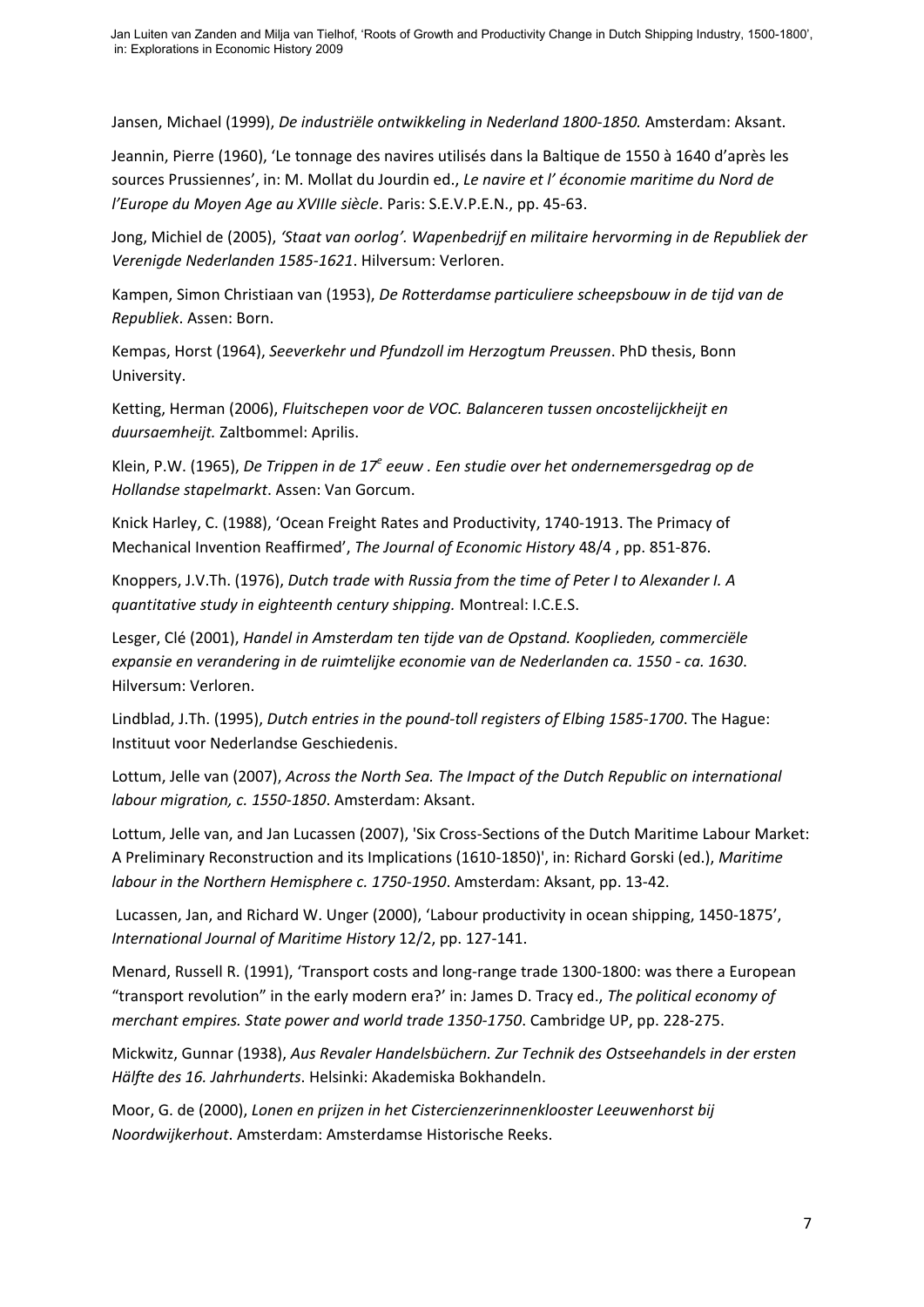Jansen, Michael (1999), *De industriële ontwikkeling in Nederland 1800-1850.* Amsterdam: Aksant.

Jeannin, Pierre (1960), 'Le tonnage des navires utilisés dans la Baltique de 1550 à 1640 d'après les sources Prussiennes', in: M. Mollat du Jourdin ed., *Le navire et l' économie maritime du Nord de l'Europe du Moyen Age au XVIIIe siècle*. Paris: S.E.V.P.E.N., pp. 45-63.

Jong, Michiel de (2005), *'Staat van oorlog'. Wapenbedrijf en militaire hervorming in de Republiek der Verenigde Nederlanden 1585-1621*. Hilversum: Verloren.

Kampen, Simon Christiaan van (1953), *De Rotterdamse particuliere scheepsbouw in de tijd van de Republiek*. Assen: Born.

Kempas, Horst (1964), *Seeverkehr und Pfundzoll im Herzogtum Preussen*. PhD thesis, Bonn University.

Ketting, Herman (2006), *Fluitschepen voor de VOC. Balanceren tussen oncostelijckheijt en duursaemheijt.* Zaltbommel: Aprilis.

Klein, P.W. (1965), *De Trippen in de 17e eeuw . Een studie over het ondernemersgedrag op de Hollandse stapelmarkt*. Assen: Van Gorcum.

Knick Harley, C. (1988), 'Ocean Freight Rates and Productivity, 1740-1913. The Primacy of Mechanical Invention Reaffirmed', *The Journal of Economic History* 48/4 , pp. 851-876.

Knoppers, J.V.Th. (1976), *Dutch trade with Russia from the time of Peter I to Alexander I. A quantitative study in eighteenth century shipping.* Montreal: I.C.E.S.

Lesger, Clé (2001), *Handel in Amsterdam ten tijde van de Opstand. Kooplieden, commerciële expansie en verandering in de ruimtelijke economie van de Nederlanden ca. 1550 - ca. 1630*. Hilversum: Verloren.

Lindblad, J.Th. (1995), *Dutch entries in the pound-toll registers of Elbing 1585-1700*. The Hague: Instituut voor Nederlandse Geschiedenis.

Lottum, Jelle van (2007), *Across the North Sea. The Impact of the Dutch Republic on international labour migration, c. 1550-1850*. Amsterdam: Aksant.

Lottum, Jelle van, and Jan Lucassen (2007), 'Six Cross-Sections of the Dutch Maritime Labour Market: A Preliminary Reconstruction and its Implications (1610-1850)', in: Richard Gorski (ed.), *Maritime labour in the Northern Hemisphere c. 1750-1950*. Amsterdam: Aksant, pp. 13-42.

Lucassen, Jan, and Richard W. Unger (2000), 'Labour productivity in ocean shipping, 1450-1875', *International Journal of Maritime History* 12/2, pp. 127-141.

Menard, Russell R. (1991), 'Transport costs and long-range trade 1300-1800: was there a European "transport revolution" in the early modern era?' in: James D. Tracy ed., *The political economy of merchant empires. State power and world trade 1350-1750*. Cambridge UP, pp. 228-275.

Mickwitz, Gunnar (1938), *Aus Revaler Handelsbüchern. Zur Technik des Ostseehandels in der ersten Hälfte des 16. Jahrhunderts*. Helsinki: Akademiska Bokhandeln.

Moor, G. de (2000), *Lonen en prijzen in het Cistercienzerinnenklooster Leeuwenhorst bij Noordwijkerhout*. Amsterdam: Amsterdamse Historische Reeks.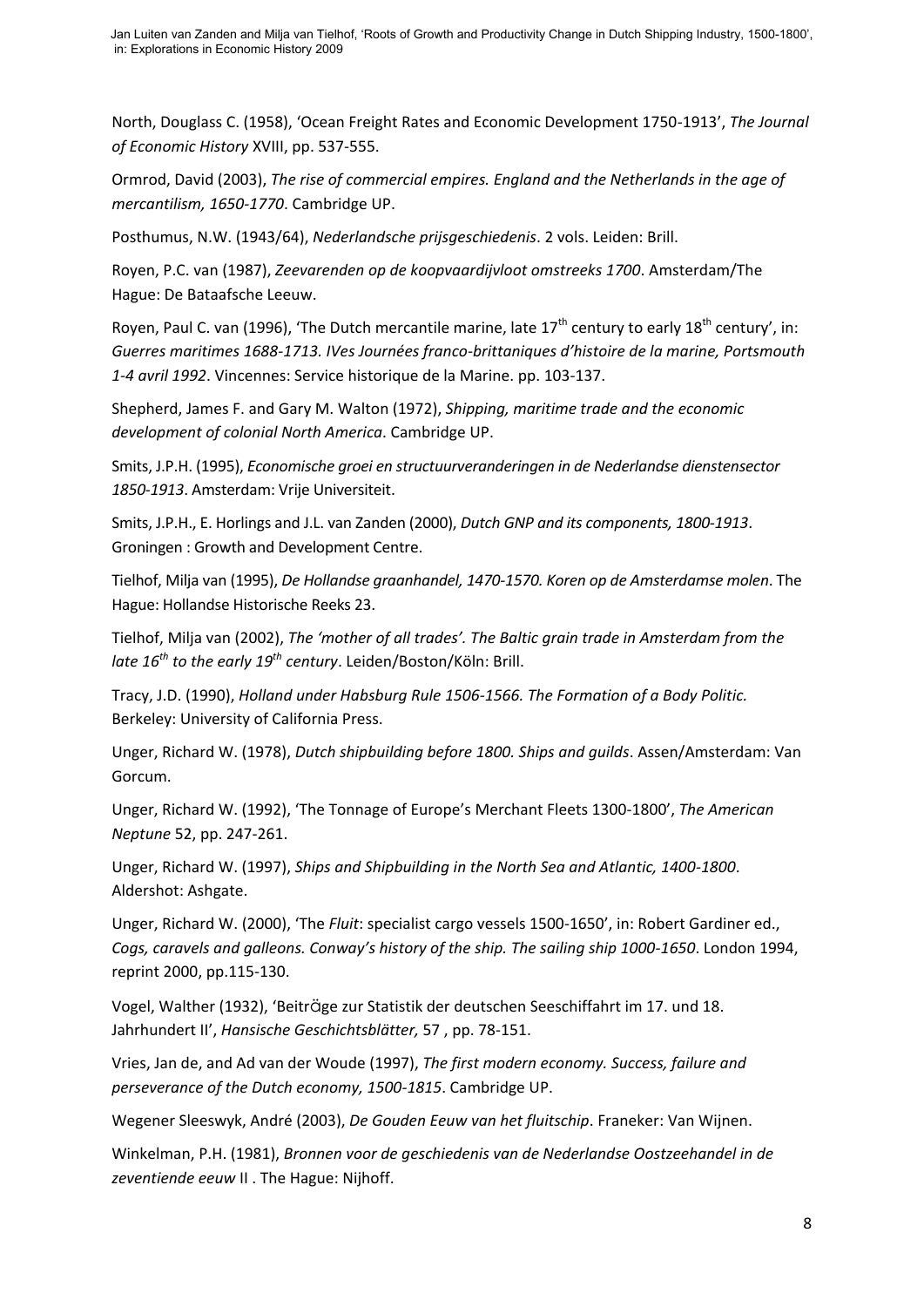North, Douglass C. (1958), 'Ocean Freight Rates and Economic Development 1750-1913', *The Journal of Economic History* XVIII, pp. 537-555.

Ormrod, David (2003), *The rise of commercial empires. England and the Netherlands in the age of mercantilism, 1650-1770*. Cambridge UP.

Posthumus, N.W. (1943/64), *Nederlandsche prijsgeschiedenis*. 2 vols. Leiden: Brill.

Royen, P.C. van (1987), *Zeevarenden op de koopvaardijvloot omstreeks 1700*. Amsterdam/The Hague: De Bataafsche Leeuw.

Royen, Paul C. van (1996), 'The Dutch mercantile marine, late 17th century to early 18th century', in: *Guerres maritimes 1688-1713. IVes Journées franco-brittaniques d'histoire de la marine, Portsmouth 1-4 avril 1992*. Vincennes: Service historique de la Marine. pp. 103-137.

Shepherd, James F. and Gary M. Walton (1972), *Shipping, maritime trade and the economic development of colonial North America*. Cambridge UP.

Smits, J.P.H. (1995), *Economische groei en structuurveranderingen in de Nederlandse dienstensector 1850-1913*. Amsterdam: Vrije Universiteit.

Smits, J.P.H., E. Horlings and J.L. van Zanden (2000), *Dutch GNP and its components, 1800-1913*. Groningen : Growth and Development Centre.

Tielhof, Milja van (1995), *De Hollandse graanhandel, 1470-1570. Koren op de Amsterdamse molen*. The Hague: Hollandse Historische Reeks 23.

Tielhof, Milja van (2002), *The 'mother of all trades'. The Baltic grain trade in Amsterdam from the late 16th to the early 19th century*. Leiden/Boston/Köln: Brill.

Tracy, J.D. (1990), *Holland under Habsburg Rule 1506-1566. The Formation of a Body Politic.* Berkeley: University of California Press.

Unger, Richard W. (1978), *Dutch shipbuilding before 1800. Ships and guilds*. Assen/Amsterdam: Van Gorcum.

Unger, Richard W. (1992), 'The Tonnage of Europe's Merchant Fleets 1300-1800', *The American Neptune* 52, pp. 247-261.

Unger, Richard W. (1997), *Ships and Shipbuilding in the North Sea and Atlantic, 1400-1800*. Aldershot: Ashgate.

Unger, Richard W. (2000), 'The *Fluit*: specialist cargo vessels 1500-1650', in: Robert Gardiner ed., *Cogs, caravels and galleons. Conway's history of the ship. The sailing ship 1000-1650*. London 1994, reprint 2000, pp.115-130.

Vogel, Walther (1932), 'Beiträge zur Statistik der deutschen Seeschiffahrt im 17. und 18. Jahrhundert II', *Hansische Geschichtsblätter,* 57 , pp. 78-151.

Vries, Jan de, and Ad van der Woude (1997), *The first modern economy. Success, failure and perseverance of the Dutch economy, 1500-1815*. Cambridge UP.

Wegener Sleeswyk, André (2003), *De Gouden Eeuw van het fluitschip*. Franeker: Van Wijnen.

Winkelman, P.H. (1981), *Bronnen voor de geschiedenis van de Nederlandse Oostzeehandel in de zeventiende eeuw* II . The Hague: Nijhoff.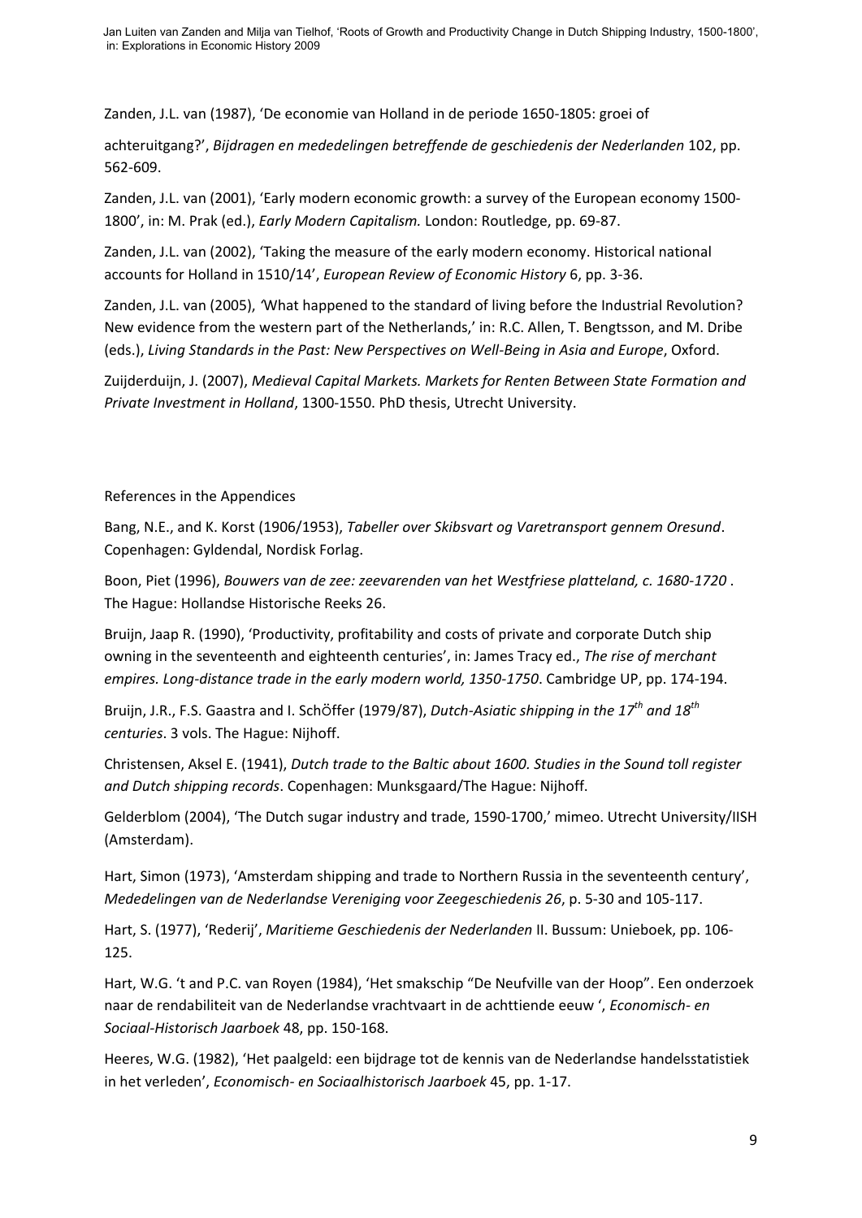Zanden, J.L. van (1987), 'De economie van Holland in de periode 1650-1805: groei of achteruitgang?', *Bijdragen en mededelingen betreffende de geschiedenis der Nederlanden* 102, pp. 562-609.

Zanden, J.L. van (2001), 'Early modern economic growth: a survey of the European economy 1500-1800', in: M. Prak (ed.), *Early Modern Capitalism.* London: Routledge, pp. 69-87.

Zanden, J.L. van (2002), 'Taking the measure of the early modern economy. Historical national accounts for Holland in 1510/14', *European Review of Economic History* 6, pp. 3-36.

Zanden, J.L. van (2005), 'What happened to the standard of living before the Industrial Revolution? New evidence from the western part of the Netherlands,' in: R.C. Allen, T. Bengtsson, and M. Dribe (eds.), *Living Standards in the Past: New Perspectives on Well-Being in Asia and Europe*, Oxford.

Zuijderduijn, J. (2007), *Medieval Capital Markets. Markets for Renten Between State Formation and Private Investment in Holland*, 1300-1550. PhD thesis, Utrecht University.

References in the Appendices

Bang, N.E., and K. Korst (1906/1953), *Tabeller over Skibsvart og Varetransport gennem Oresund*. Copenhagen: Gyldendal, Nordisk Forlag.

Boon, Piet (1996), *Bouwers van de zee: zeevarenden van het Westfriese platteland, c. 1680-1720* . The Hague: Hollandse Historische Reeks 26.

Bruijn, Jaap R. (1990), 'Productivity, profitability and costs of private and corporate Dutch ship owning in the seventeenth and eighteenth centuries', in: James Tracy ed., *The rise of merchant empires. Long-distance trade in the early modern world, 1350-1750*. Cambridge UP, pp. 174-194.

Bruijn, J.R., F.S. Gaastra and I. SchÖffer (1979/87), *Dutch-Asiatic shipping in the 17th and 18th centuries*. 3 vols. The Hague: Nijhoff.

Christensen, Aksel E. (1941), *Dutch trade to the Baltic about 1600. Studies in the Sound toll register and Dutch shipping records*. Copenhagen: Munksgaard/The Hague: Nijhoff.

Gelderblom (2004), 'The Dutch sugar industry and trade, 1590-1700,' mimeo. Utrecht University/IISH (Amsterdam).

Hart, Simon (1973), 'Amsterdam shipping and trade to Northern Russia in the seventeenth century', *Mededelingen van de Nederlandse Vereniging voor Zeegeschiedenis 26*, p. 5-30 and 105-117.

Hart, S. (1977), 'Rederij', *Maritieme Geschiedenis der Nederlanden* II. Bussum: Unieboek, pp. 106-125.

Hart, W.G. 't and P.C. van Royen (1984), 'Het smakschip "De Neufville van der Hoop". Een onderzoek naar de rendabiliteit van de Nederlandse vrachtvaart in de achttiende eeuw ', *Economisch- en Sociaal-Historisch Jaarboek* 48, pp. 150-168.

Heeres, W.G. (1982), 'Het paalgeld: een bijdrage tot de kennis van de Nederlandse handelsstatistiek in het verleden', *Economisch- en Sociaalhistorisch Jaarboek* 45, pp. 1-17.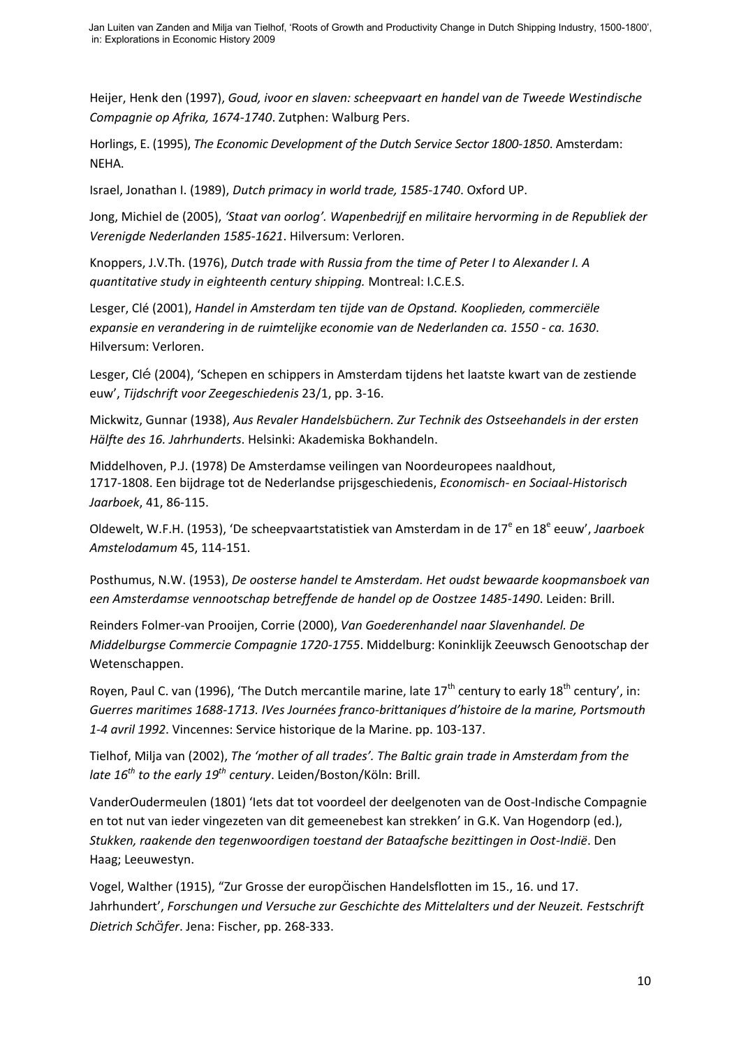Heijer, Henk den (1997), *Goud, ivoor en slaven: scheepvaart en handel van de Tweede Westindische Compagnie op Afrika, 1674-1740*. Zutphen: Walburg Pers.

Horlings, E. (1995), *The Economic Development of the Dutch Service Sector 1800-1850*. Amsterdam: NEHA.

Israel, Jonathan I. (1989), *Dutch primacy in world trade, 1585-1740*. Oxford UP.

Jong, Michiel de (2005), *'Staat van oorlog'. Wapenbedrijf en militaire hervorming in de Republiek der Verenigde Nederlanden 1585-1621*. Hilversum: Verloren.

Knoppers, J.V.Th. (1976), *Dutch trade with Russia from the time of Peter I to Alexander I. A quantitative study in eighteenth century shipping.* Montreal: I.C.E.S.

Lesger, Clé (2001), *Handel in Amsterdam ten tijde van de Opstand. Kooplieden, commerciële expansie en verandering in de ruimtelijke economie van de Nederlanden ca. 1550 - ca. 1630*. Hilversum: Verloren.

Lesger, Clé (2004), 'Schepen en schippers in Amsterdam tijdens het laatste kwart van de zestiende euw', *Tijdschrift voor Zeegeschiedenis* 23/1, pp. 3-16.

Mickwitz, Gunnar (1938), *Aus Revaler Handelsbüchern. Zur Technik des Ostseehandels in der ersten Hälfte des 16. Jahrhunderts*. Helsinki: Akademiska Bokhandeln.

Middelhoven, P.J. (1978) De Amsterdamse veilingen van Noordeuropees naaldhout, 1717-1808. Een bijdrage tot de Nederlandse prijsgeschiedenis, *Economisch- en Sociaal-Historisch Jaarboek*, 41, 86-115.

Oldewelt, W.F.H. (1953), 'De scheepvaartstatistiek van Amsterdam in de 17e en 18e eeuw', *Jaarboek Amstelodamum* 45, 114-151.

Posthumus, N.W. (1953), *De oosterse handel te Amsterdam. Het oudst bewaarde koopmansboek van een Amsterdamse vennootschap betreffende de handel op de Oostzee 1485-1490*. Leiden: Brill.

Reinders Folmer-van Prooijen, Corrie (2000), *Van Goederenhandel naar Slavenhandel. De Middelburgse Commercie Compagnie 1720-1755*. Middelburg: Koninklijk Zeeuwsch Genootschap der Wetenschappen.

Royen, Paul C. van (1996), 'The Dutch mercantile marine, late 17th century to early 18th century', in: *Guerres maritimes 1688-1713. IVes Journées franco-brittaniques d'histoire de la marine, Portsmouth 1-4 avril 1992*. Vincennes: Service historique de la Marine. pp. 103-137.

Tielhof, Milja van (2002), *The 'mother of all trades'. The Baltic grain trade in Amsterdam from the late 16th to the early 19th century*. Leiden/Boston/Köln: Brill.

VanderOudermeulen (1801) 'Iets dat tot voordeel der deelgenoten van de Oost-Indische Compagnie en tot nut van ieder vingezeten van dit gemeenebest kan strekken' in G.K. Van Hogendorp (ed.), *Stukken, raakende den tegenwoordigen toestand der Bataafsche bezittingen in Oost-Indië*. Den Haag; Leeuwestyn.

Vogel, Walther (1915), "Zur Grosse der europäischen Handelsflotten im 15., 16. und 17. Jahrhundert', *Forschungen und Versuche zur Geschichte des Mittelalters und der Neuzeit. Festschrift Dietrich Schäfer*. Jena: Fischer, pp. 268-333.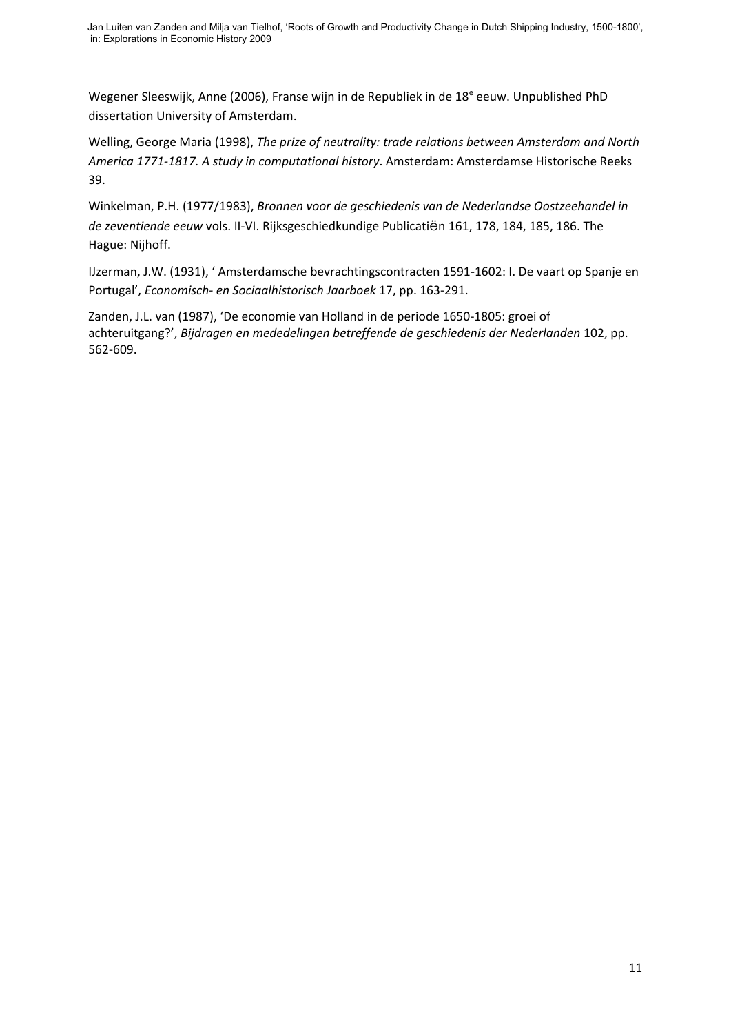Wegener Sleeswijk, Anne (2006), Franse wijn in de Republiek in de 18e eeuw. Unpublished PhD dissertation University of Amsterdam.

Welling, George Maria (1998), *The prize of neutrality: trade relations between Amsterdam and North America 1771-1817. A study in computational history*. Amsterdam: Amsterdamse Historische Reeks 39.

Winkelman, P.H. (1977/1983), *Bronnen voor de geschiedenis van de Nederlandse Oostzeehandel in de zeventiende eeuw* vols. II-VI. Rijksgeschiedkundige Publicatiën 161, 178, 184, 185, 186. The Hague: Nijhoff.

IJzerman, J.W. (1931), ' Amsterdamsche bevrachtingscontracten 1591-1602: I. De vaart op Spanje en Portugal', *Economisch- en Sociaalhistorisch Jaarboek* 17, pp. 163-291.

Zanden, J.L. van (1987), 'De economie van Holland in de periode 1650-1805: groei of achteruitgang?', *Bijdragen en mededelingen betreffende de geschiedenis der Nederlanden* 102, pp. 562-609.